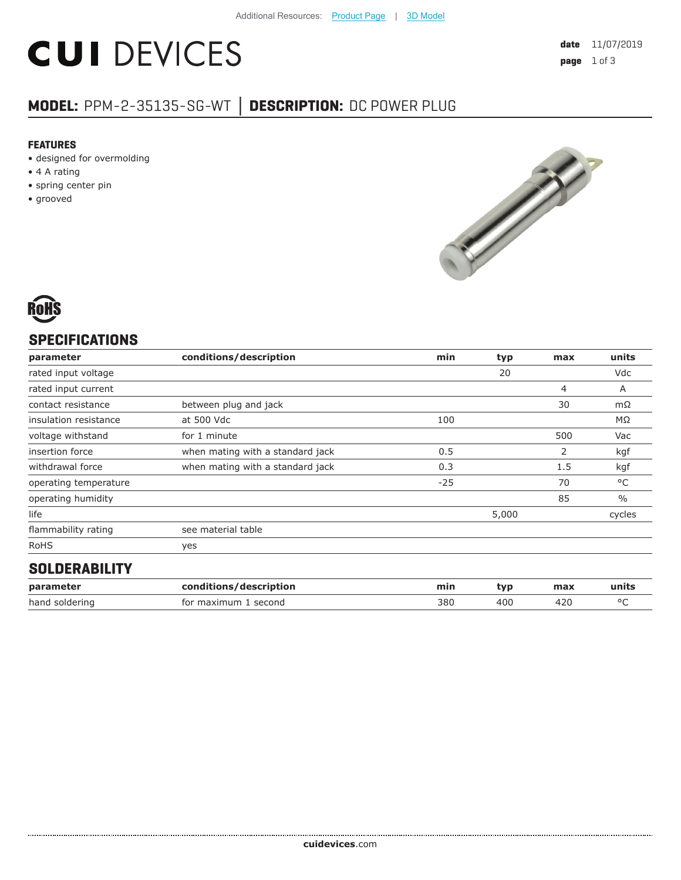Additional Resources: Product Page | 3D Model

# CUI DEVICES

**date** 11/07/2019

## MODEL: PPM-2-35135-SG-WT │ DESCRIPTION: DC POWER PLUG

### FEATURES

- designed for overmolding
- 4 A rating
- spring center pin
- grooved

RoHS

## SPECIFICATIONS

| parameter | conditions/description | min | typ | max | units |
|---|---|---|---|---|---|
| rated input voltage | | | 20 | | Vdc |
| rated input current | | | | 4 | A |
| contact resistance | between plug and jack | | | 30 | mΩ |
| insulation resistance | at 500 Vdc | 100 | | | MΩ |
| voltage withstand | for 1 minute | | | 500 | Vac |
| insertion force | when mating with a standard jack | 0.5 | | 2 | kgf |
| withdrawal force | when mating with a standard jack | 0.3 | | 1.5 | kgf |
| operating temperature | | -25 | | 70 | °C |
| operating humidity | | | | 85 | % |
| life | | | 5,000 | | cycles |
| flammability rating | see material table | | | | |
| RoHS | yes | | | | |

## SOLDERABILITY

| parameter | conditions/description | min | typ | max | units |
|---|---|---|---|---|---|
| hand soldering | for maximum 1 second | 380 | 400 | 420 | °C |

**cuidevices**.com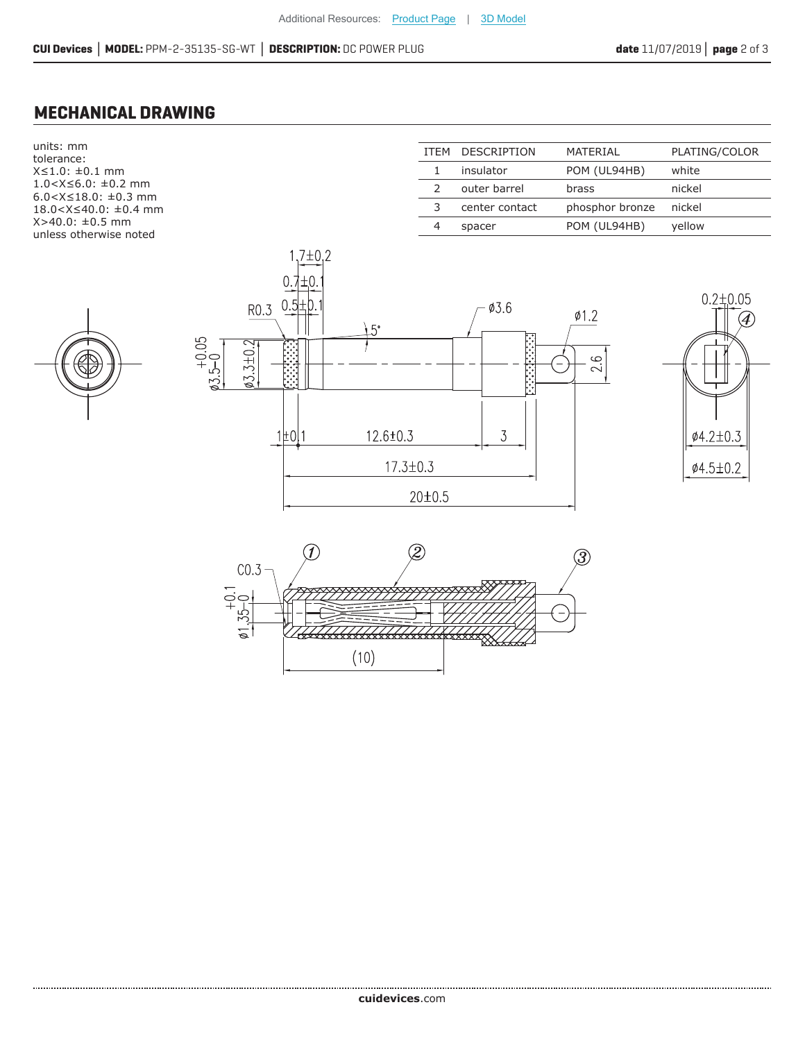## MECHANICAL DRAWING

units: mm
tolerance:
X≤1.0: ±0.1 mm
1.0<X≤6.0: ±0.2 mm
6.0<X≤18.0: ±0.3 mm
18.0<X≤40.0: ±0.4 mm
X>40.0: ±0.5 mm
unless otherwise noted

| ITEM | DESCRIPTION | MATERIAL | PLATING/COLOR |
|---|---|---|---|
| 1 | insulator | POM (UL94HB) | white |
| 2 | outer barrel | brass | nickel |
| 3 | center contact | phosphor bronze | nickel |
| 4 | spacer | POM (UL94HB) | yellow |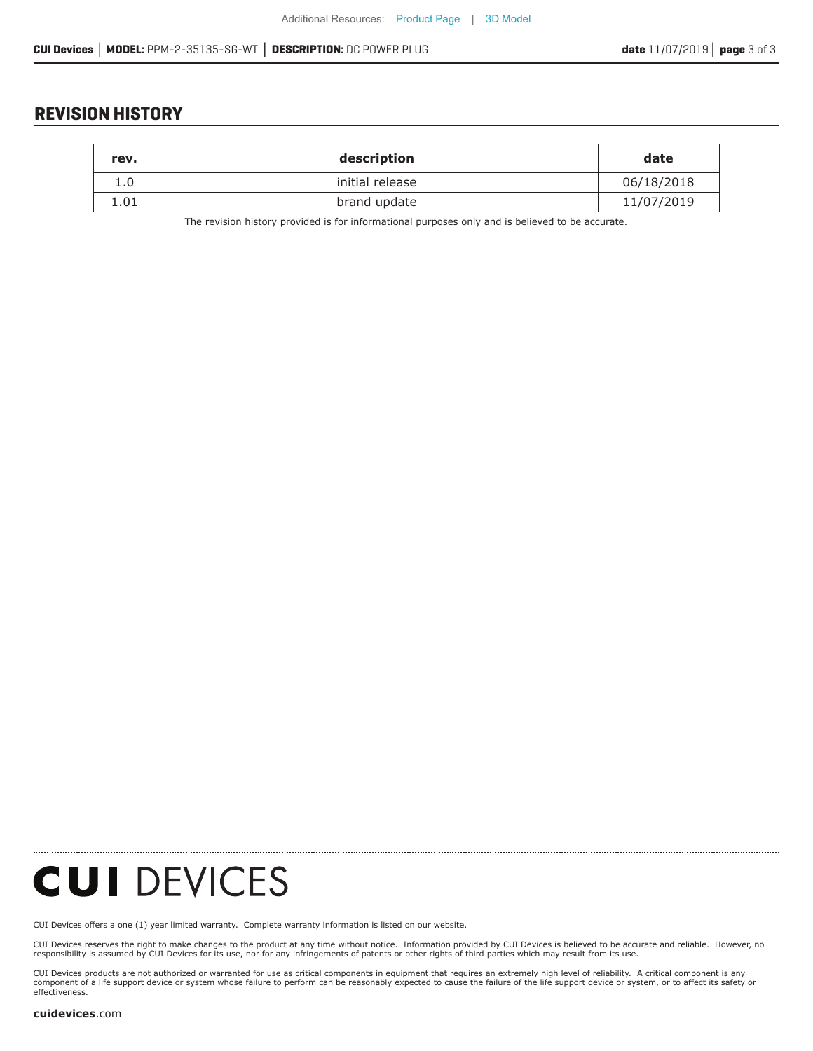## REVISION HISTORY

| rev. | description | date |
|---|---|---|
| 1.0 | initial release | 06/18/2018 |
| 1.01 | brand update | 11/07/2019 |

The revision history provided is for informational purposes only and is believed to be accurate.

**CUI** DEVICES

CUI Devices offers a one (1) year limited warranty. Complete warranty information is listed on our website.

CUI Devices reserves the right to make changes to the product at any time without notice. Information provided by CUI Devices is believed to be accurate and reliable. However, no responsibility is assumed by CUI Devices for its use, nor for any infringements of patents or other rights of third parties which may result from its use.

CUI Devices products are not authorized or warranted for use as critical components in equipment that requires an extremely high level of reliability. A critical component is any component of a life support device or system whose failure to perform can be reasonably expected to cause the failure of the life support device or system, or to affect its safety or effectiveness.

**cuidevices**.com